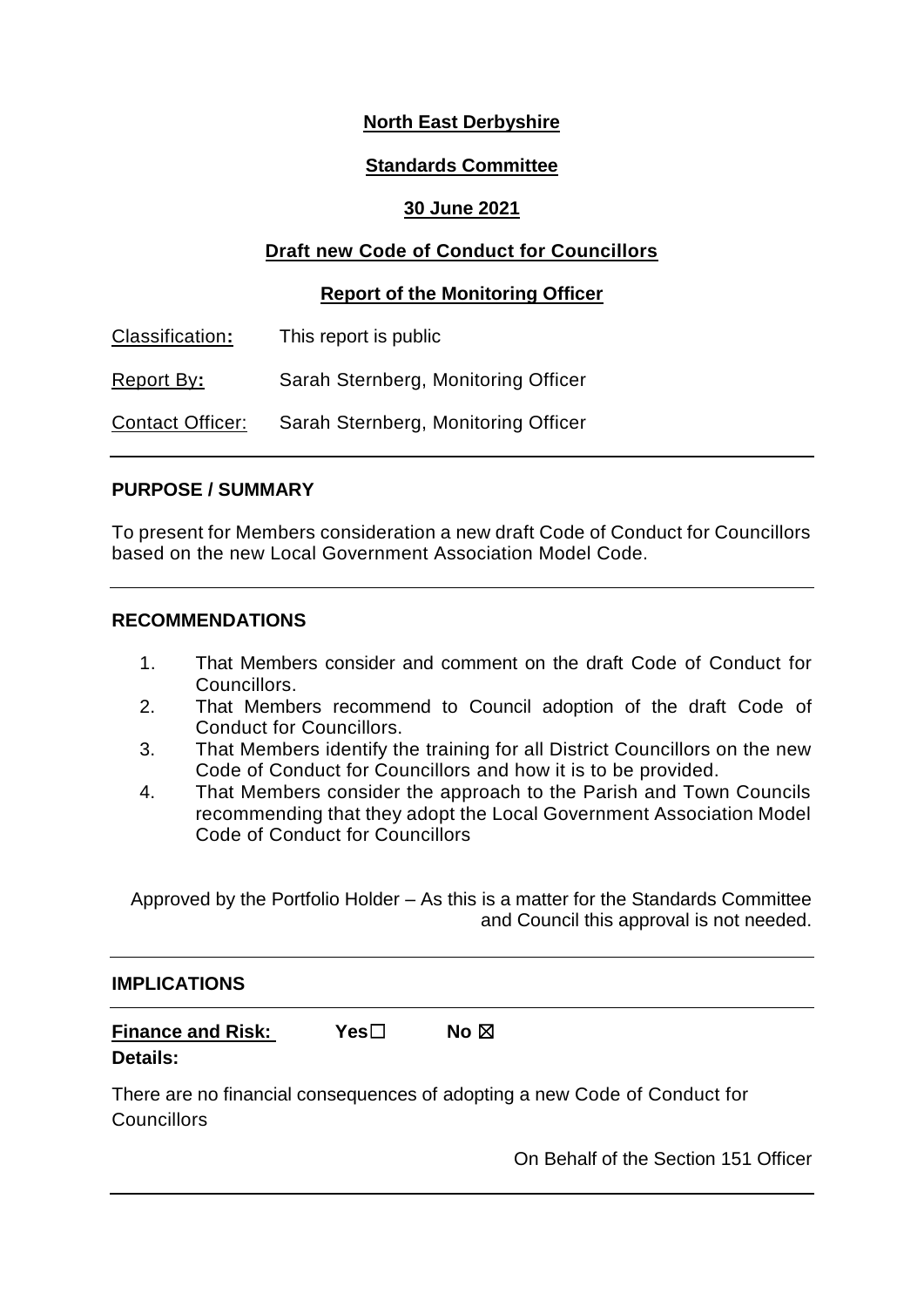**North East Derbyshire**

**Standards Committee**

**30 June 2021**

**Draft new Code of Conduct for Councillors**

**Report of the Monitoring Officer**

| | |
|---|---|
| Classification**:** | This report is public |
| Report By**:** | Sarah Sternberg, Monitoring Officer |
| Contact Officer: | Sarah Sternberg, Monitoring Officer |

---

## PURPOSE / SUMMARY

To present for Members consideration a new draft Code of Conduct for Councillors based on the new Local Government Association Model Code.

---

## RECOMMENDATIONS

1. That Members consider and comment on the draft Code of Conduct for Councillors.
2. That Members recommend to Council adoption of the draft Code of Conduct for Councillors.
3. That Members identify the training for all District Councillors on the new Code of Conduct for Councillors and how it is to be provided.
4. That Members consider the approach to the Parish and Town Councils recommending that they adopt the Local Government Association Model Code of Conduct for Councillors

Approved by the Portfolio Holder – As this is a matter for the Standards Committee and Council this approval is not needed.

---

## IMPLICATIONS

---

**Finance and Risk:** **Yes**☐ **No** ☒

**Details:**

There are no financial consequences of adopting a new Code of Conduct for Councillors

On Behalf of the Section 151 Officer

---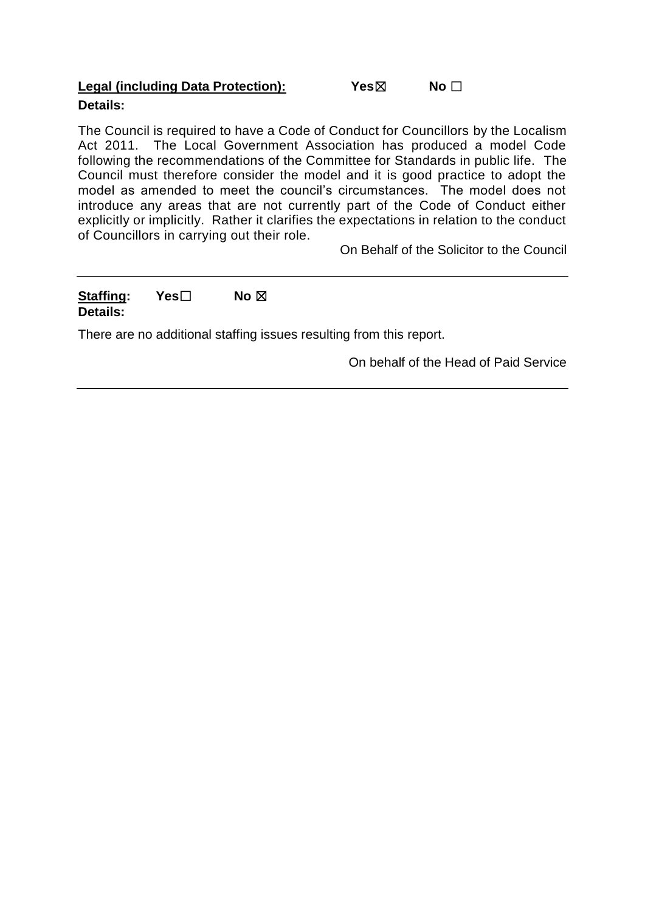**Legal (including Data Protection):** **Yes☒** **No ☐**

**Details:**

The Council is required to have a Code of Conduct for Councillors by the Localism Act 2011. The Local Government Association has produced a model Code following the recommendations of the Committee for Standards in public life. The Council must therefore consider the model and it is good practice to adopt the model as amended to meet the council's circumstances. The model does not introduce any areas that are not currently part of the Code of Conduct either explicitly or implicitly. Rather it clarifies the expectations in relation to the conduct of Councillors in carrying out their role.

On Behalf of the Solicitor to the Council

---

**Staffing:** **Yes☐** **No ☒**

**Details:**

There are no additional staffing issues resulting from this report.

On behalf of the Head of Paid Service

---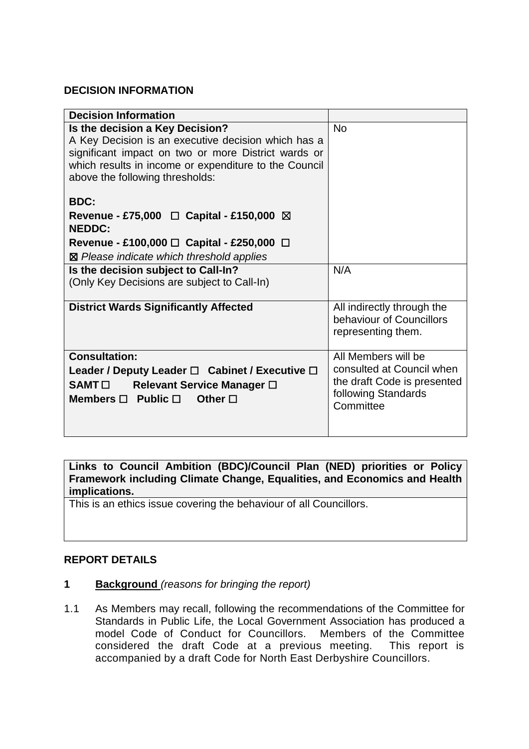## DECISION INFORMATION

| Decision Information | |
|---|---|
| **Is the decision a Key Decision?**<br>A Key Decision is an executive decision which has a significant impact on two or more District wards or which results in income or expenditure to the Council above the following thresholds:<br><br>**BDC:**<br>**Revenue - £75,000 ☐ Capital - £150,000 ☒**<br>**NEDDC:**<br>**Revenue - £100,000 ☐ Capital - £250,000 ☐**<br>☒ *Please indicate which threshold applies* | No |
| **Is the decision subject to Call-In?**<br>(Only Key Decisions are subject to Call-In) | N/A |
| **District Wards Significantly Affected** | All indirectly through the behaviour of Councillors representing them. |
| **Consultation:**<br>**Leader / Deputy Leader ☐ Cabinet / Executive ☐**<br>**SAMT ☐ Relevant Service Manager ☐**<br>**Members ☐ Public ☐ Other ☐** | All Members will be consulted at Council when the draft Code is presented following Standards Committee |

| **Links to Council Ambition (BDC)/Council Plan (NED) priorities or Policy Framework including Climate Change, Equalities, and Economics and Health implications.** |
|---|
| This is an ethics issue covering the behaviour of all Councillors. |

## REPORT DETAILS

**1 Background** *(reasons for bringing the report)*

1.1 As Members may recall, following the recommendations of the Committee for Standards in Public Life, the Local Government Association has produced a model Code of Conduct for Councillors. Members of the Committee considered the draft Code at a previous meeting. This report is accompanied by a draft Code for North East Derbyshire Councillors.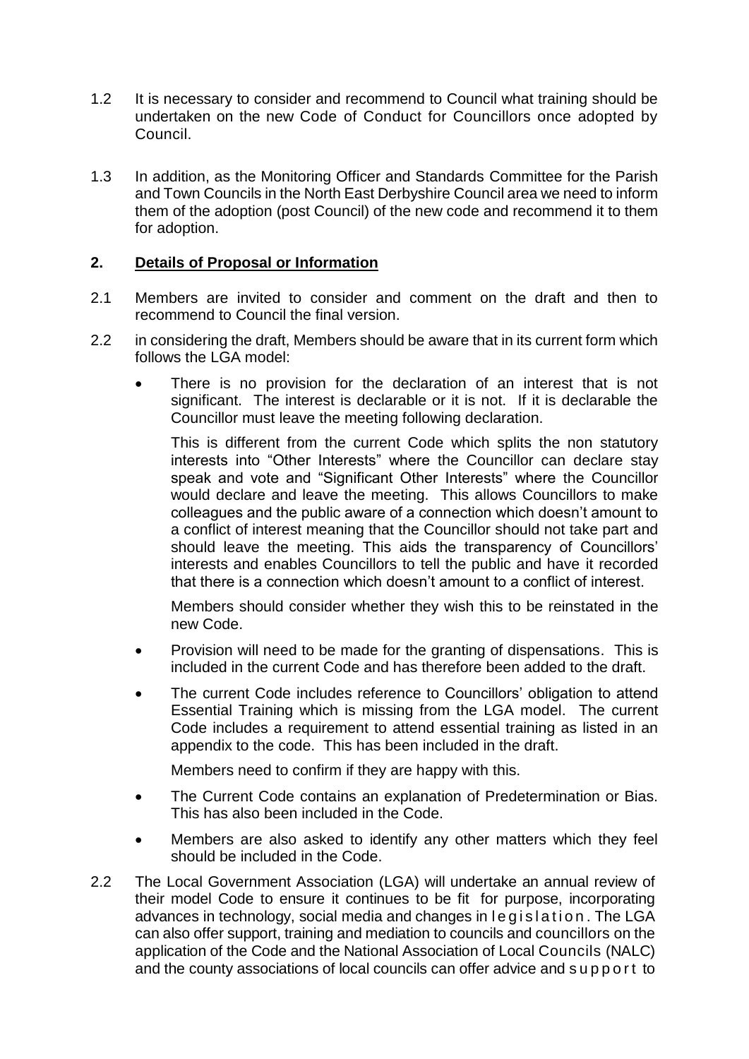1.2 It is necessary to consider and recommend to Council what training should be undertaken on the new Code of Conduct for Councillors once adopted by Council.

1.3 In addition, as the Monitoring Officer and Standards Committee for the Parish and Town Councils in the North East Derbyshire Council area we need to inform them of the adoption (post Council) of the new code and recommend it to them for adoption.

## 2. Details of Proposal or Information

2.1 Members are invited to consider and comment on the draft and then to recommend to Council the final version.

2.2 in considering the draft, Members should be aware that in its current form which follows the LGA model:

- There is no provision for the declaration of an interest that is not significant. The interest is declarable or it is not. If it is declarable the Councillor must leave the meeting following declaration.

  This is different from the current Code which splits the non statutory interests into "Other Interests" where the Councillor can declare stay speak and vote and "Significant Other Interests" where the Councillor would declare and leave the meeting. This allows Councillors to make colleagues and the public aware of a connection which doesn't amount to a conflict of interest meaning that the Councillor should not take part and should leave the meeting. This aids the transparency of Councillors' interests and enables Councillors to tell the public and have it recorded that there is a connection which doesn't amount to a conflict of interest.

  Members should consider whether they wish this to be reinstated in the new Code.

- Provision will need to be made for the granting of dispensations. This is included in the current Code and has therefore been added to the draft.

- The current Code includes reference to Councillors' obligation to attend Essential Training which is missing from the LGA model. The current Code includes a requirement to attend essential training as listed in an appendix to the code. This has been included in the draft.

  Members need to confirm if they are happy with this.

- The Current Code contains an explanation of Predetermination or Bias. This has also been included in the Code.

- Members are also asked to identify any other matters which they feel should be included in the Code.

2.2 The Local Government Association (LGA) will undertake an annual review of their model Code to ensure it continues to be fit for purpose, incorporating advances in technology, social media and changes in legislation. The LGA can also offer support, training and mediation to councils and councillors on the application of the Code and the National Association of Local Councils (NALC) and the county associations of local councils can offer advice and support to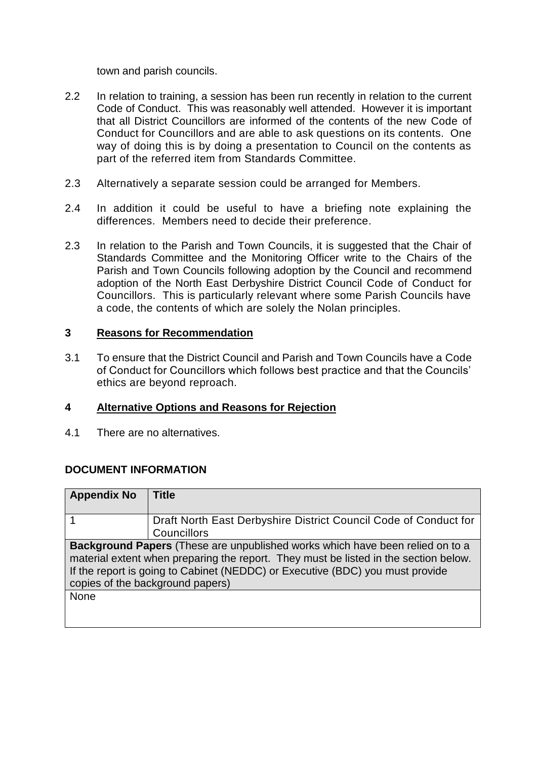town and parish councils.

2.2 In relation to training, a session has been run recently in relation to the current Code of Conduct. This was reasonably well attended. However it is important that all District Councillors are informed of the contents of the new Code of Conduct for Councillors and are able to ask questions on its contents. One way of doing this is by doing a presentation to Council on the contents as part of the referred item from Standards Committee.

2.3 Alternatively a separate session could be arranged for Members.

2.4 In addition it could be useful to have a briefing note explaining the differences. Members need to decide their preference.

2.3 In relation to the Parish and Town Councils, it is suggested that the Chair of Standards Committee and the Monitoring Officer write to the Chairs of the Parish and Town Councils following adoption by the Council and recommend adoption of the North East Derbyshire District Council Code of Conduct for Councillors. This is particularly relevant where some Parish Councils have a code, the contents of which are solely the Nolan principles.

## 3 Reasons for Recommendation

3.1 To ensure that the District Council and Parish and Town Councils have a Code of Conduct for Councillors which follows best practice and that the Councils' ethics are beyond reproach.

## 4 Alternative Options and Reasons for Rejection

4.1 There are no alternatives.

## DOCUMENT INFORMATION

| Appendix No | Title |
|---|---|
| 1 | Draft North East Derbyshire District Council Code of Conduct for Councillors |
| **Background Papers** (These are unpublished works which have been relied on to a material extent when preparing the report. They must be listed in the section below. If the report is going to Cabinet (NEDDC) or Executive (BDC) you must provide copies of the background papers) | |
| None | |